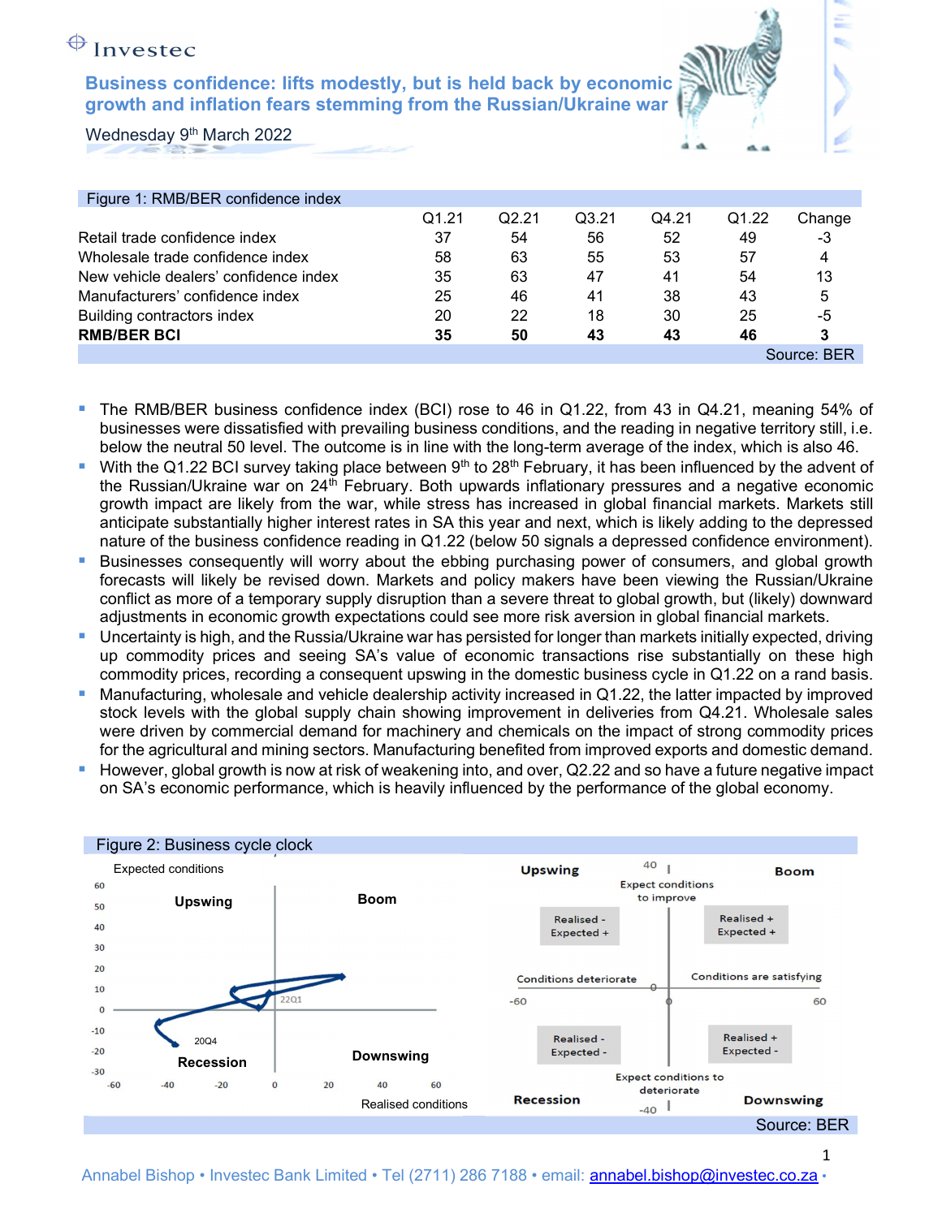Investec

# Business confidence: lifts modestly, but is held back by economic growth and inflation fears stemming from the Russian/Ukraine war

Wednesday 9th March 2022

Figure 1: RMB/BER confidence index

| | Q1.21 | Q2.21 | Q3.21 | Q4.21 | Q1.22 | Change |
|---|---|---|---|---|---|---|
| Retail trade confidence index | 37 | 54 | 56 | 52 | 49 | -3 |
| Wholesale trade confidence index | 58 | 63 | 55 | 53 | 57 | 4 |
| New vehicle dealers' confidence index | 35 | 63 | 47 | 41 | 54 | 13 |
| Manufacturers' confidence index | 25 | 46 | 41 | 38 | 43 | 5 |
| Building contractors index | 20 | 22 | 18 | 30 | 25 | -5 |
| **RMB/BER BCI** | **35** | **50** | **43** | **43** | **46** | **3** |

Source: BER

- The RMB/BER business confidence index (BCI) rose to 46 in Q1.22, from 43 in Q4.21, meaning 54% of businesses were dissatisfied with prevailing business conditions, and the reading in negative territory still, i.e. below the neutral 50 level. The outcome is in line with the long-term average of the index, which is also 46.
- With the Q1.22 BCI survey taking place between 9th to 28th February, it has been influenced by the advent of the Russian/Ukraine war on 24th February. Both upwards inflationary pressures and a negative economic growth impact are likely from the war, while stress has increased in global financial markets. Markets still anticipate substantially higher interest rates in SA this year and next, which is likely adding to the depressed nature of the business confidence reading in Q1.22 (below 50 signals a depressed confidence environment).
- Businesses consequently will worry about the ebbing purchasing power of consumers, and global growth forecasts will likely be revised down. Markets and policy makers have been viewing the Russian/Ukraine conflict as more of a temporary supply disruption than a severe threat to global growth, but (likely) downward adjustments in economic growth expectations could see more risk aversion in global financial markets.
- Uncertainty is high, and the Russia/Ukraine war has persisted for longer than markets initially expected, driving up commodity prices and seeing SA's value of economic transactions rise substantially on these high commodity prices, recording a consequent upswing in the domestic business cycle in Q1.22 on a rand basis.
- Manufacturing, wholesale and vehicle dealership activity increased in Q1.22, the latter impacted by improved stock levels with the global supply chain showing improvement in deliveries from Q4.21. Wholesale sales were driven by commercial demand for machinery and chemicals on the impact of strong commodity prices for the agricultural and mining sectors. Manufacturing benefited from improved exports and domestic demand.
- However, global growth is now at risk of weakening into, and over, Q2.22 and so have a future negative impact on SA's economic performance, which is heavily influenced by the performance of the global economy.

Figure 2: Business cycle clock

Source: BER

Annabel Bishop • Investec Bank Limited • Tel (2711) 286 7188 • email: annabel.bishop@investec.co.za •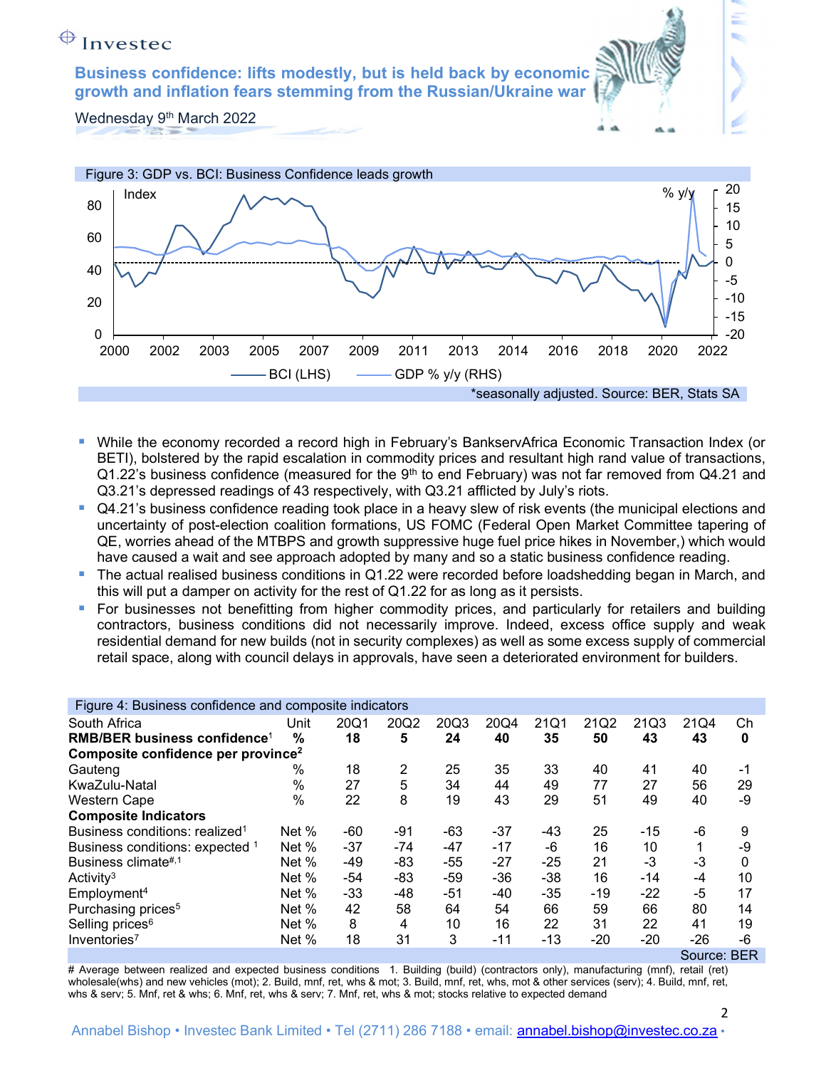# Business confidence: lifts modestly, but is held back by economic growth and inflation fears stemming from the Russian/Ukraine war

Wednesday 9th March 2022

Figure 3: GDP vs. BCI: Business Confidence leads growth

*seasonally adjusted. Source: BER, Stats SA

- While the economy recorded a record high in February's BankservAfrica Economic Transaction Index (or BETI), bolstered by the rapid escalation in commodity prices and resultant high rand value of transactions, Q1.22's business confidence (measured for the 9th to end February) was not far removed from Q4.21 and Q3.21's depressed readings of 43 respectively, with Q3.21 afflicted by July's riots.
- Q4.21's business confidence reading took place in a heavy slew of risk events (the municipal elections and uncertainty of post-election coalition formations, US FOMC (Federal Open Market Committee tapering of QE, worries ahead of the MTBPS and growth suppressive huge fuel price hikes in November,) which would have caused a wait and see approach adopted by many and so a static business confidence reading.
- The actual realised business conditions in Q1.22 were recorded before loadshedding began in March, and this will put a damper on activity for the rest of Q1.22 for as long as it persists.
- For businesses not benefitting from higher commodity prices, and particularly for retailers and building contractors, business conditions did not necessarily improve. Indeed, excess office supply and weak residential demand for new builds (not in security complexes) as well as some excess supply of commercial retail space, along with council delays in approvals, have seen a deteriorated environment for builders.

Figure 4: Business confidence and composite indicators

| South Africa | Unit | 20Q1 | 20Q2 | 20Q3 | 20Q4 | 21Q1 | 21Q2 | 21Q3 | 21Q4 | Ch |
|---|---|---|---|---|---|---|---|---|---|---|
| **RMB/BER business confidence**[1] | **%** | **18** | **5** | **24** | **40** | **35** | **50** | **43** | **43** | **0** |
| **Composite confidence per province**[2] | | | | | | | | | | |
| Gauteng | % | 18 | 2 | 25 | 35 | 33 | 40 | 41 | 40 | -1 |
| KwaZulu-Natal | % | 27 | 5 | 34 | 44 | 49 | 77 | 27 | 56 | 29 |
| Western Cape | % | 22 | 8 | 19 | 43 | 29 | 51 | 49 | 40 | -9 |
| **Composite Indicators** | | | | | | | | | | |
| Business conditions: realized[1] | Net % | -60 | -91 | -63 | -37 | -43 | 25 | -15 | -6 | 9 |
| Business conditions: expected [1] | Net % | -37 | -74 | -47 | -17 | -6 | 16 | 10 | 1 | -9 |
| Business climate[#,1] | Net % | -49 | -83 | -55 | -27 | -25 | 21 | -3 | -3 | 0 |
| Activity[3] | Net % | -54 | -83 | -59 | -36 | -38 | 16 | -14 | -4 | 10 |
| Employment[4] | Net % | -33 | -48 | -51 | -40 | -35 | -19 | -22 | -5 | 17 |
| Purchasing prices[5] | Net % | 42 | 58 | 64 | 54 | 66 | 59 | 66 | 80 | 14 |
| Selling prices[6] | Net % | 8 | 4 | 10 | 16 | 22 | 31 | 22 | 41 | 19 |
| Inventories[7] | Net % | 18 | 31 | 3 | -11 | -13 | -20 | -20 | -26 | -6 |

Source: BER

# Average between realized and expected business conditions 1. Building (build) (contractors only), manufacturing (mnf), retail (ret) wholesale(whs) and new vehicles (mot); 2. Build, mnf, ret, whs & mot; 3. Build, mnf, ret, whs, mot & other services (serv); 4. Build, mnf, ret, whs & serv; 5. Mnf, ret & whs; 6. Mnf, ret, whs & serv; 7. Mnf, ret, whs & mot; stocks relative to expected demand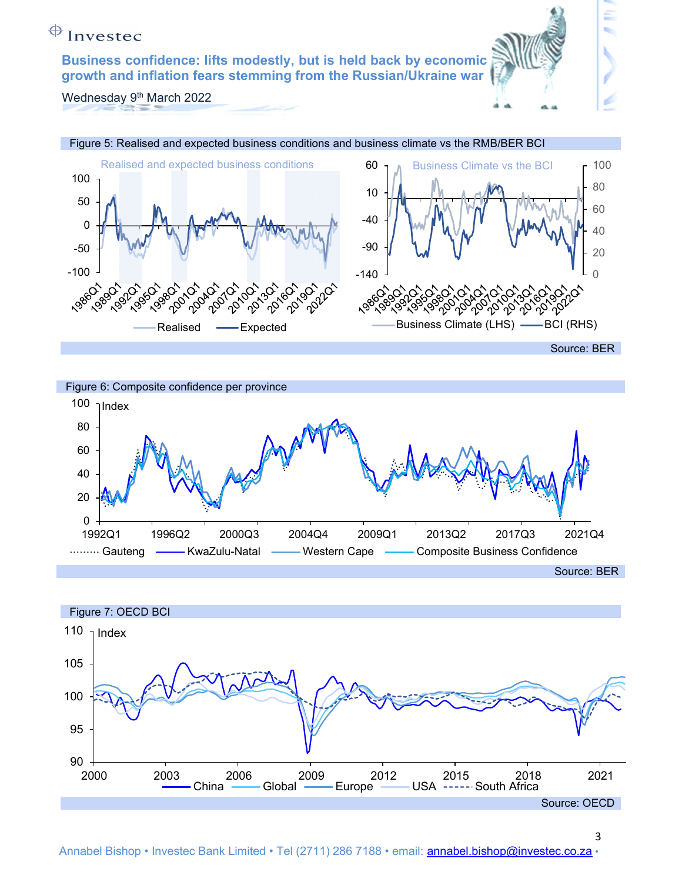Figure 5: Realised and expected business conditions and business climate vs the RMB/BER BCI

Source: BER

Figure 6: Composite confidence per province

Source: BER

Figure 7: OECD BCI

Source: OECD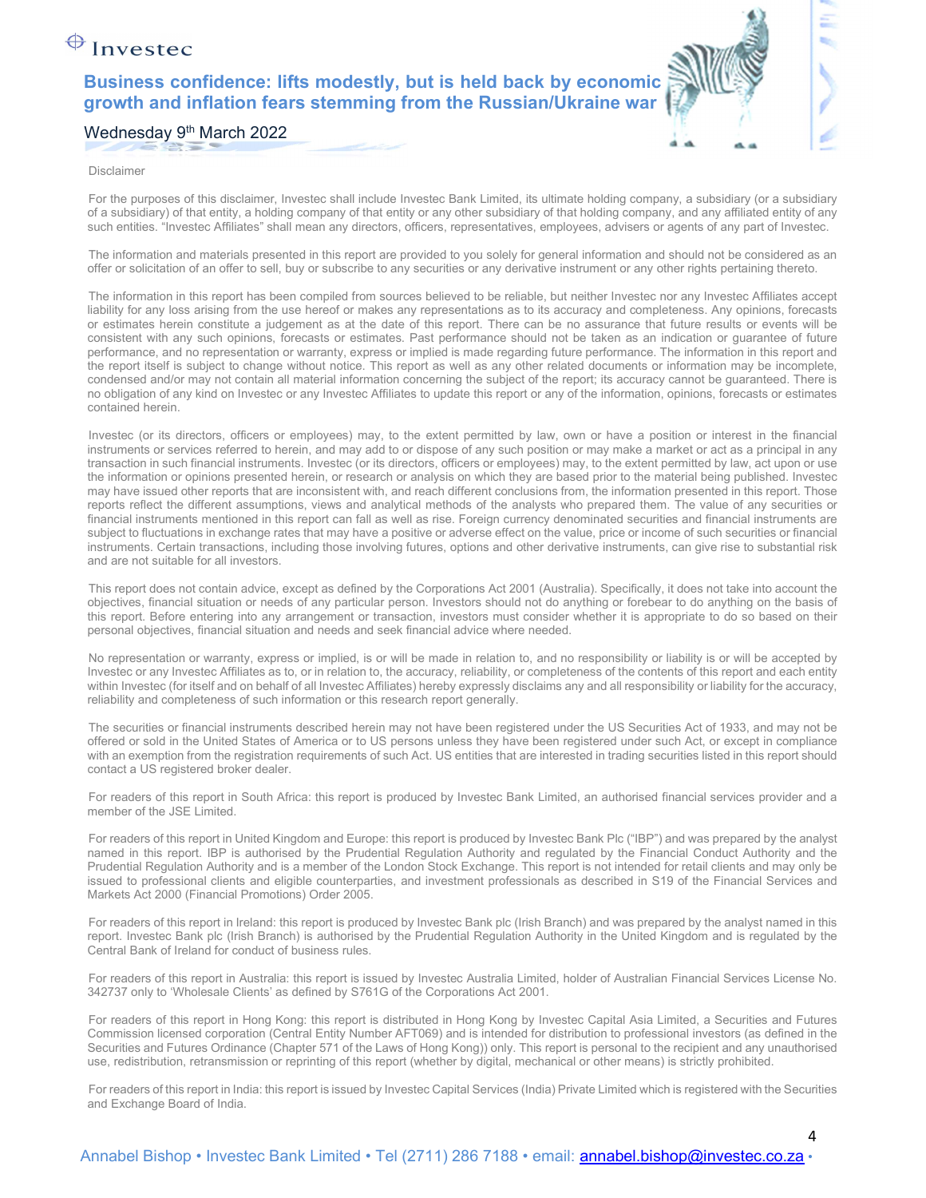Disclaimer

For the purposes of this disclaimer, Investec shall include Investec Bank Limited, its ultimate holding company, a subsidiary (or a subsidiary of a subsidiary) of that entity, a holding company of that entity or any other subsidiary of that holding company, and any affiliated entity of any such entities. "Investec Affiliates" shall mean any directors, officers, representatives, employees, advisers or agents of any part of Investec.

The information and materials presented in this report are provided to you solely for general information and should not be considered as an offer or solicitation of an offer to sell, buy or subscribe to any securities or any derivative instrument or any other rights pertaining thereto.

The information in this report has been compiled from sources believed to be reliable, but neither Investec nor any Investec Affiliates accept liability for any loss arising from the use hereof or makes any representations as to its accuracy and completeness. Any opinions, forecasts or estimates herein constitute a judgement as at the date of this report. There can be no assurance that future results or events will be consistent with any such opinions, forecasts or estimates. Past performance should not be taken as an indication or guarantee of future performance, and no representation or warranty, express or implied is made regarding future performance. The information in this report and the report itself is subject to change without notice. This report as well as any other related documents or information may be incomplete, condensed and/or may not contain all material information concerning the subject of the report; its accuracy cannot be guaranteed. There is no obligation of any kind on Investec or any Investec Affiliates to update this report or any of the information, opinions, forecasts or estimates contained herein.

Investec (or its directors, officers or employees) may, to the extent permitted by law, own or have a position or interest in the financial instruments or services referred to herein, and may add to or dispose of any such position or may make a market or act as a principal in any transaction in such financial instruments. Investec (or its directors, officers or employees) may, to the extent permitted by law, act upon or use the information or opinions presented herein, or research or analysis on which they are based prior to the material being published. Investec may have issued other reports that are inconsistent with, and reach different conclusions from, the information presented in this report. Those reports reflect the different assumptions, views and analytical methods of the analysts who prepared them. The value of any securities or financial instruments mentioned in this report can fall as well as rise. Foreign currency denominated securities and financial instruments are subject to fluctuations in exchange rates that may have a positive or adverse effect on the value, price or income of such securities or financial instruments. Certain transactions, including those involving futures, options and other derivative instruments, can give rise to substantial risk and are not suitable for all investors.

This report does not contain advice, except as defined by the Corporations Act 2001 (Australia). Specifically, it does not take into account the objectives, financial situation or needs of any particular person. Investors should not do anything or forebear to do anything on the basis of this report. Before entering into any arrangement or transaction, investors must consider whether it is appropriate to do so based on their personal objectives, financial situation and needs and seek financial advice where needed.

No representation or warranty, express or implied, is or will be made in relation to, and no responsibility or liability is or will be accepted by Investec or any Investec Affiliates as to, or in relation to, the accuracy, reliability, or completeness of the contents of this report and each entity within Investec (for itself and on behalf of all Investec Affiliates) hereby expressly disclaims any and all responsibility or liability for the accuracy, reliability and completeness of such information or this research report generally.

The securities or financial instruments described herein may not have been registered under the US Securities Act of 1933, and may not be offered or sold in the United States of America or to US persons unless they have been registered under such Act, or except in compliance with an exemption from the registration requirements of such Act. US entities that are interested in trading securities listed in this report should contact a US registered broker dealer.

For readers of this report in South Africa: this report is produced by Investec Bank Limited, an authorised financial services provider and a member of the JSE Limited.

For readers of this report in United Kingdom and Europe: this report is produced by Investec Bank Plc ("IBP") and was prepared by the analyst named in this report. IBP is authorised by the Prudential Regulation Authority and regulated by the Financial Conduct Authority and the Prudential Regulation Authority and is a member of the London Stock Exchange. This report is not intended for retail clients and may only be issued to professional clients and eligible counterparties, and investment professionals as described in S19 of the Financial Services and Markets Act 2000 (Financial Promotions) Order 2005.

For readers of this report in Ireland: this report is produced by Investec Bank plc (Irish Branch) and was prepared by the analyst named in this report. Investec Bank plc (Irish Branch) is authorised by the Prudential Regulation Authority in the United Kingdom and is regulated by the Central Bank of Ireland for conduct of business rules.

For readers of this report in Australia: this report is issued by Investec Australia Limited, holder of Australian Financial Services License No. 342737 only to 'Wholesale Clients' as defined by S761G of the Corporations Act 2001.

For readers of this report in Hong Kong: this report is distributed in Hong Kong by Investec Capital Asia Limited, a Securities and Futures Commission licensed corporation (Central Entity Number AFT069) and is intended for distribution to professional investors (as defined in the Securities and Futures Ordinance (Chapter 571 of the Laws of Hong Kong)) only. This report is personal to the recipient and any unauthorised use, redistribution, retransmission or reprinting of this report (whether by digital, mechanical or other means) is strictly prohibited.

For readers of this report in India: this report is issued by Investec Capital Services (India) Private Limited which is registered with the Securities and Exchange Board of India.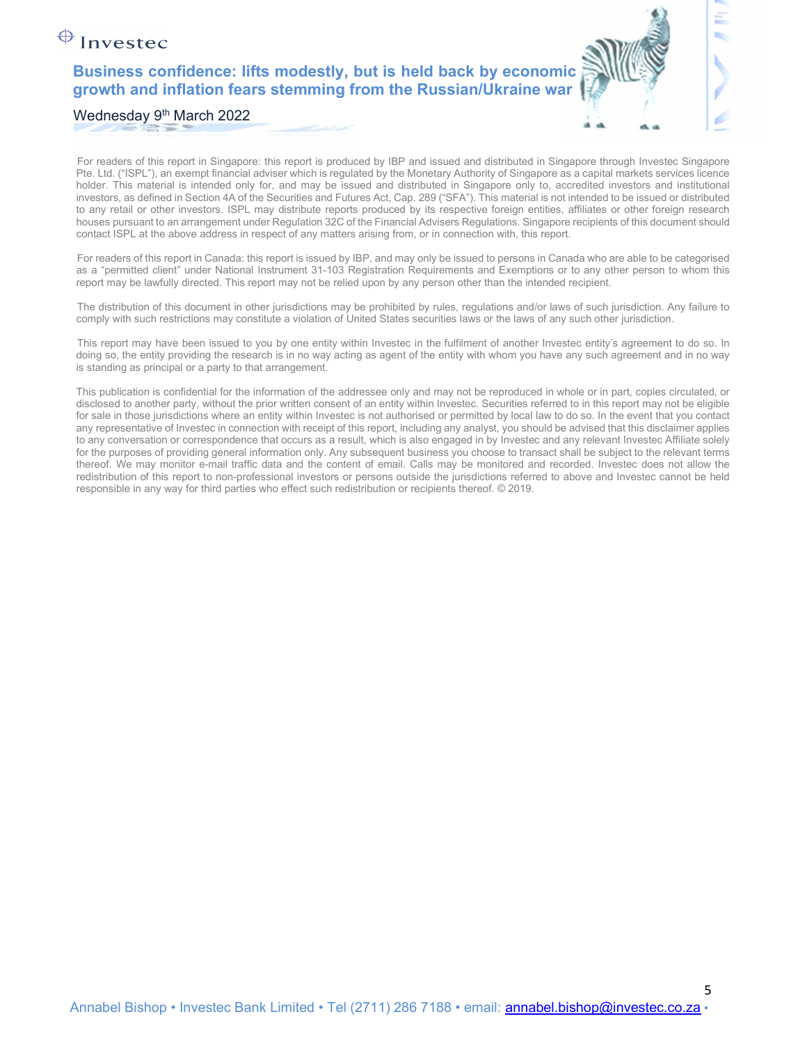For readers of this report in Singapore: this report is produced by IBP and issued and distributed in Singapore through Investec Singapore Pte. Ltd. ("ISPL"), an exempt financial adviser which is regulated by the Monetary Authority of Singapore as a capital markets services licence holder. This material is intended only for, and may be issued and distributed in Singapore only to, accredited investors and institutional investors, as defined in Section 4A of the Securities and Futures Act, Cap. 289 ("SFA"). This material is not intended to be issued or distributed to any retail or other investors. ISPL may distribute reports produced by its respective foreign entities, affiliates or other foreign research houses pursuant to an arrangement under Regulation 32C of the Financial Advisers Regulations. Singapore recipients of this document should contact ISPL at the above address in respect of any matters arising from, or in connection with, this report.

For readers of this report in Canada: this report is issued by IBP, and may only be issued to persons in Canada who are able to be categorised as a "permitted client" under National Instrument 31-103 Registration Requirements and Exemptions or to any other person to whom this report may be lawfully directed. This report may not be relied upon by any person other than the intended recipient.

The distribution of this document in other jurisdictions may be prohibited by rules, regulations and/or laws of such jurisdiction. Any failure to comply with such restrictions may constitute a violation of United States securities laws or the laws of any such other jurisdiction.

This report may have been issued to you by one entity within Investec in the fulfilment of another Investec entity's agreement to do so. In doing so, the entity providing the research is in no way acting as agent of the entity with whom you have any such agreement and in no way is standing as principal or a party to that arrangement.

This publication is confidential for the information of the addressee only and may not be reproduced in whole or in part, copies circulated, or disclosed to another party, without the prior written consent of an entity within Investec. Securities referred to in this report may not be eligible for sale in those jurisdictions where an entity within Investec is not authorised or permitted by local law to do so. In the event that you contact any representative of Investec in connection with receipt of this report, including any analyst, you should be advised that this disclaimer applies to any conversation or correspondence that occurs as a result, which is also engaged in by Investec and any relevant Investec Affiliate solely for the purposes of providing general information only. Any subsequent business you choose to transact shall be subject to the relevant terms thereof. We may monitor e-mail traffic data and the content of email. Calls may be monitored and recorded. Investec does not allow the redistribution of this report to non-professional investors or persons outside the jurisdictions referred to above and Investec cannot be held responsible in any way for third parties who effect such redistribution or recipients thereof. © 2019.